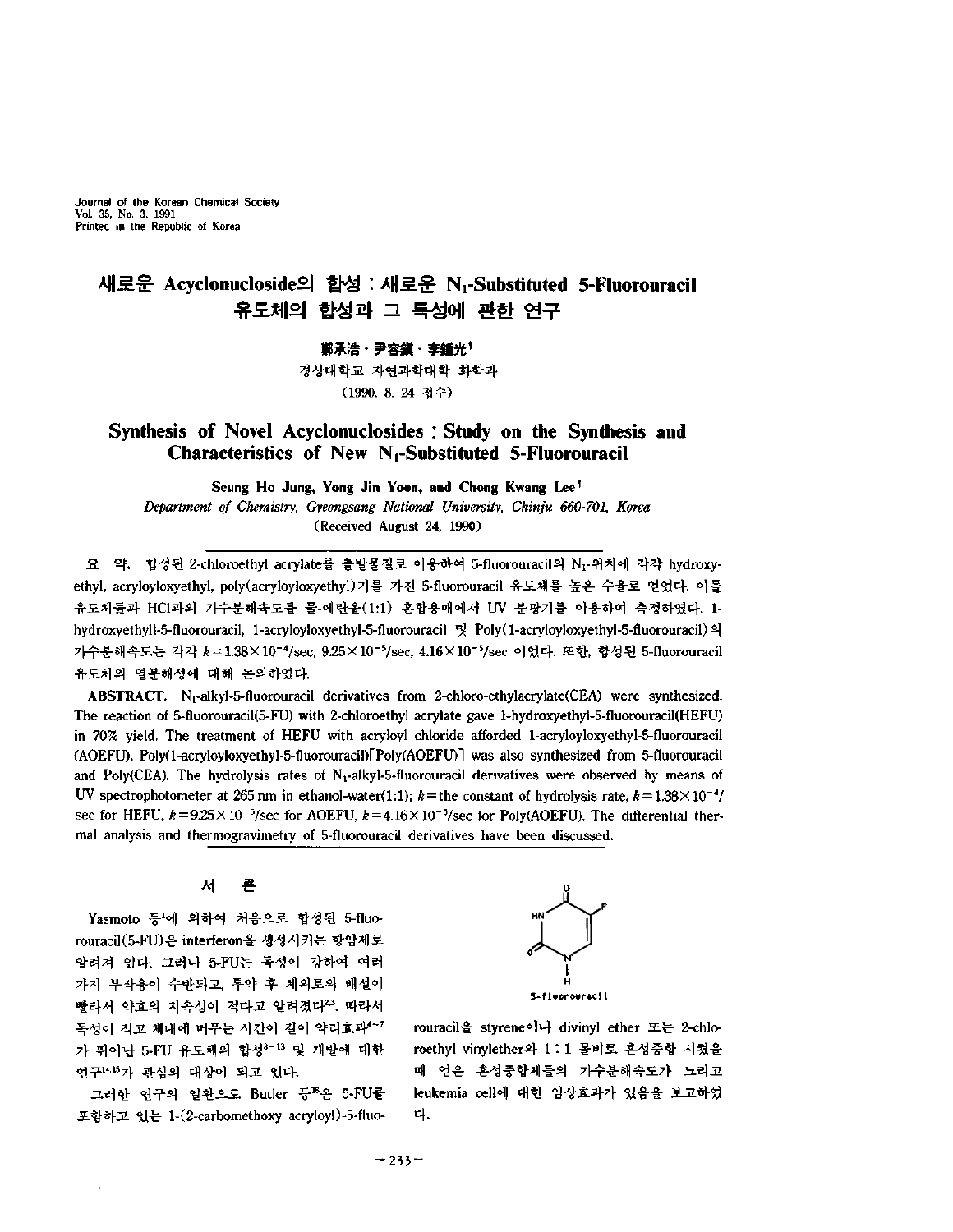# 새로운 Acyclonucloside의 합성 : 새로운 $N_1$-Substituted 5-Fluorouracil 유도체의 합성과 그 특성에 관한 연구

**鄭承浩 · 尹容鎭 · 李鍾光†**

경상대학교 자연과학대학 화학과

(1990. 8. 24 접수)

# Synthesis of Novel Acyclonucloside : Study on the Synthesis and Characteristics of New $N_1$-Substituted 5-Fluorouracil

**Seung Ho Jung, Yong Jin Yoon, and Chong Kwang Lee†**

*Department of Chemistry, Gyeongsang National University, Chinju 660-701, Korea*

(Received August 24, 1990)

**요 약.** 합성된 2-chloroethyl acrylate를 출발물질로 이용하여 5-fluorouracil의 $N_1$-위치에 각각 hydroxyethyl, acryloyloxyethyl, poly(acryloyloxyethyl)기를 가진 5-fluorouracil 유도체를 높은 수율로 얻었다. 이들 유도체들과 HCl과의 가수분해속도를 물-에탄올(1:1) 혼합용매에서 UV 분광기를 이용하여 측정하였다. 1-hydroxyethyll-5-fluorouracil, 1-acryloyloxyethyl-5-fluorouracil 및 Poly(1-acryloyloxyethyl-5-fluorouracil)의 가수분해속도는 각각 $k=1.38\times10^{-4}$/sec, $9.25\times10^{-5}$/sec, $4.16\times10^{-5}$/sec 이었다. 또한, 합성된 5-fluorouracil 유도체의 열분해성에 대해 논의하였다.

**ABSTRACT.** $N_1$-alkyl-5-fluorouracil derivatives from 2-chloro-ethylacrylate(CEA) were synthesized. The reaction of 5-fluorouracil(5-FU) with 2-chloroethyl acrylate gave 1-hydroxyethyl-5-fluorouracil(HEFU) in 70% yield. The treatment of HEFU with acryloyl chloride afforded 1-acryloyloxyethyl-5-fluorouracil (AOEFU). Poly(1-acryloyloxyethyl-5-fluorouracil)[Poly(AOEFU)] was also synthesized from 5-fluorouracil and Poly(CEA). The hydrolysis rates of $N_1$-alkyl-5-fluorouracil derivatives were observed by means of UV spectrophotometer at 265 nm in ethanol-water(1:1); $k$=the constant of hydrolysis rate, $k=1.38\times10^{-4}$/sec for HEFU, $k=9.25\times10^{-5}$/sec for AOEFU, $k=4.16\times10^{-5}$/sec for Poly(AOEFU). The differential thermal analysis and thermogravimetry of 5-fluorouracil derivatives have been discussed.

## 서 론

Yasmoto 등[1]에 의하여 처음으로 합성된 5-fluorouracil(5-FU)은 interferon을 생성시키는 항암제로 알려져 있다. 그러나 5-FU는 독성이 강하여 여러 가지 부작용이 수반되고, 투약 후 체외로의 배설이 빨라서 약효의 지속성이 적다고 알려졌다[2,3]. 따라서 독성이 적고 체내에 머무는 시간이 길어 약리효과[4~7]가 뛰어난 5-FU 유도체의 합성[8~13] 및 개발에 대한 연구[14,15]가 관심의 대상이 되고 있다.

그러한 연구의 일환으로 Butler 등[16]은 5-FU를 포함하고 있는 1-(2-carbomethoxy acryloyl)-5-fluorouracil을 styrene이나 divinyl ether 또는 2-chloroethyl vinylether와 1 : 1 몰비로 혼성중합 시켰을 때 얻은 혼성중합체들의 가수분해속도가 느리고 leukemia cell에 대한 임상효과가 있음을 보고하였다.

5-fluorouracil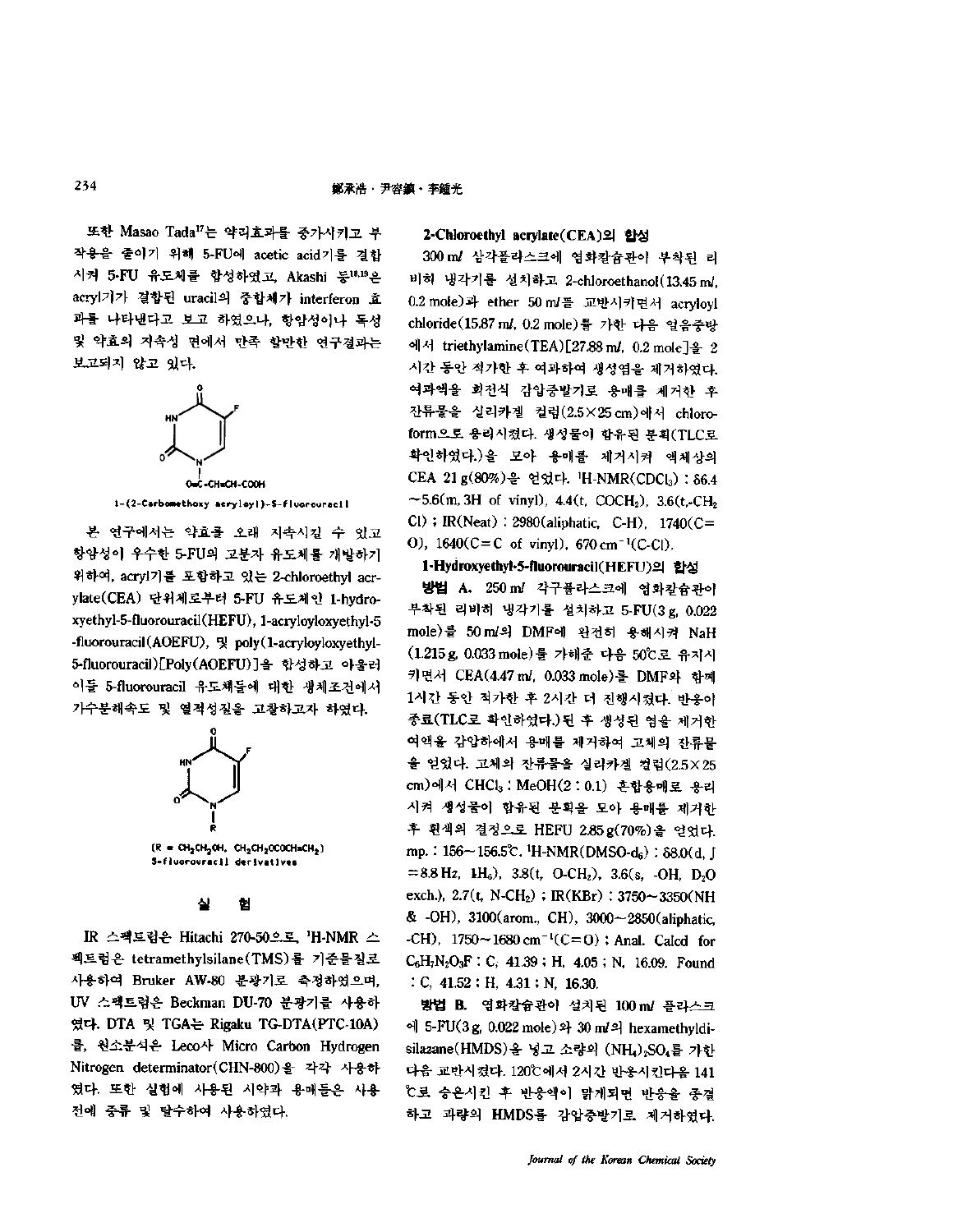또한 Masao Tada[17]는 약리효과를 증가시키고 부작용을 줄이기 위해 5-FU에 acetic acid기를 결합시켜 5-FU 유도체를 합성하였고, Akashi 등[18,19]은 acryl기가 결합된 uracil의 중합체가 interferon 효과를 나타낸다고 보고 하였으나, 항암성이나 독성 및 약효의 지속성 면에서 만족 할만한 연구결과는 보고되지 않고 있다.

1-(2-Carbomethoxy acryloyl)-5-fluorouracil

본 연구에서는 약효를 오래 지속시킬 수 있고 항암성이 우수한 5-FU의 고분자 유도체를 개발하기 위하여, acryl기를 포함하고 있는 2-chloroethyl acrylate(CEA) 단위체로부터 5-FU 유도체인 1-hydroxyethyl-5-fluorouracil(HEFU), 1-acryloyloxyethyl-5-fluorouracil(AOEFU), 및 poly(1-acryloyloxyethyl-5-fluorouracil)[Poly(AOEFU)]을 합성하고 아울러 이들 5-fluorouracil 유도체들에 대한 생체조건에서 가수분해속도 및 열적성질을 고찰하고자 하였다.

(R = $CH_2CH_2OH$, $CH_2CH_2OCOCH{=}CH_2$)
5-fluorouracil derivatives

## 실 험

IR 스펙트럼은 Hitachi 270-50으로, $^1$H-NMR 스펙트럼은 tetramethylsilane(TMS)를 기준물질로 사용하여 Bruker AW-80 분광기로 측정하였으며, UV 스펙트럼은 Beckman DU-70 분광기를 사용하였다. DTA 및 TGA는 Rigaku TG-DTA(PTC-10A)를, 원소분석은 Leco사 Micro Carbon Hydrogen Nitrogen determinator(CHN-800)을 각각 사용하였다. 또한 실험에 사용된 시약과 용매들은 사용전에 증류 및 탈수하여 사용하였다.

**2-Chloroethyl acrylate(CEA)의 합성**

300 ml 삼각플라스크에 염화칼슘관이 부착된 리비히 냉각기를 설치하고 2-chloroethanol(13.45 ml, 0.2 mole)과 ether 50 ml를 교반시키면서 acryloyl chloride(15.87 ml, 0.2 mole)를 가한 다음 얼음중탕에서 triethylamine(TEA)[27.88 ml, 0.2 mole]을 2시간 동안 적가한 후 여과하여 생성염을 제거하였다. 여과액을 회전식 감압증발기로 용매를 제거한 후 잔류물을 실리카겔 컬럼(2.5×25 cm)에서 chloroform으로 용리시켰다. 생성물이 함유된 분획(TLC로 확인하였다.)을 모아 용매를 제거시켜 액체상의 CEA 21 g(80%)을 얻었다. $^1$H-NMR($CDCl_3$) : δ6.4~5.6(m, 3H of vinyl), 4.4(t, $COCH_2$), 3.6(t, $-CH_2Cl$) ; IR(Neat) : 2980(aliphatic, C-H), 1740(C=O), 1640(C=C of vinyl), 670 $cm^{-1}$(C-Cl).

**1-Hydroxyethyl-5-fluorouracil(HEFU)의 합성**

**방법 A.** 250 ml 각구플라스크에 염화칼슘관이 부착된 리비히 냉각기를 설치하고 5-FU(3 g, 0.022 mole)를 50 ml의 DMF에 완전히 용해시켜 NaH (1.215 g, 0.033 mole)를 가해준 다음 50℃로 유지시키면서 CEA(4.47 ml, 0.033 mole)를 DMF와 함께 1시간 동안 적가한 후 2시간 더 진행시켰다. 반응이 종료(TLC로 확인하였다.)된 후 생성된 염을 제거한 여액을 감압하에서 용매를 제거하여 고체의 잔류물을 얻었다. 고체의 잔류물을 실리카겔 컬럼(2.5×25 cm)에서 $CHCl_3$ : MeOH(2 : 0.1) 혼합용매로 용리시켜 생성물이 함유된 분획을 모아 용매를 제거한 후 흰색의 결정으로 HEFU 2.85 g(70%)을 얻었다. mp. : 156~156.5℃. $^1$H-NMR(DMSO-$d_6$) : δ8.0(d, J=8.8 Hz, $1H_6$), 3.8(t, O-$CH_2$), 3.6(s, -OH, $D_2O$ exch.), 2.7(t, N-$CH_2$) ; IR(KBr) : 3750~3350(NH & -OH), 3100(arom., CH), 3000~2850(aliphatic, -CH), 1750~1680 $cm^{-1}$(C=O) ; Anal. Calcd for $C_6H_7N_2O_3F$ : C, 41.39 ; H, 4.05 ; N, 16.09. Found : C, 41.52 ; H, 4.31 ; N, 16.30.

**방법 B.** 염화칼슘관이 설치된 100 ml 플라스크에 5-FU(3 g, 0.022 mole)와 30 ml의 hexamethyldisilazane(HMDS)을 넣고 소량의 $(NH_4)_2SO_4$를 가한 다음 교반시켰다. 120℃에서 2시간 반응시킨다음 141℃로 승온시킨 후 반응액이 맑게되면 반응을 종결하고 과량의 HMDS를 감압증발기로 제거하였다.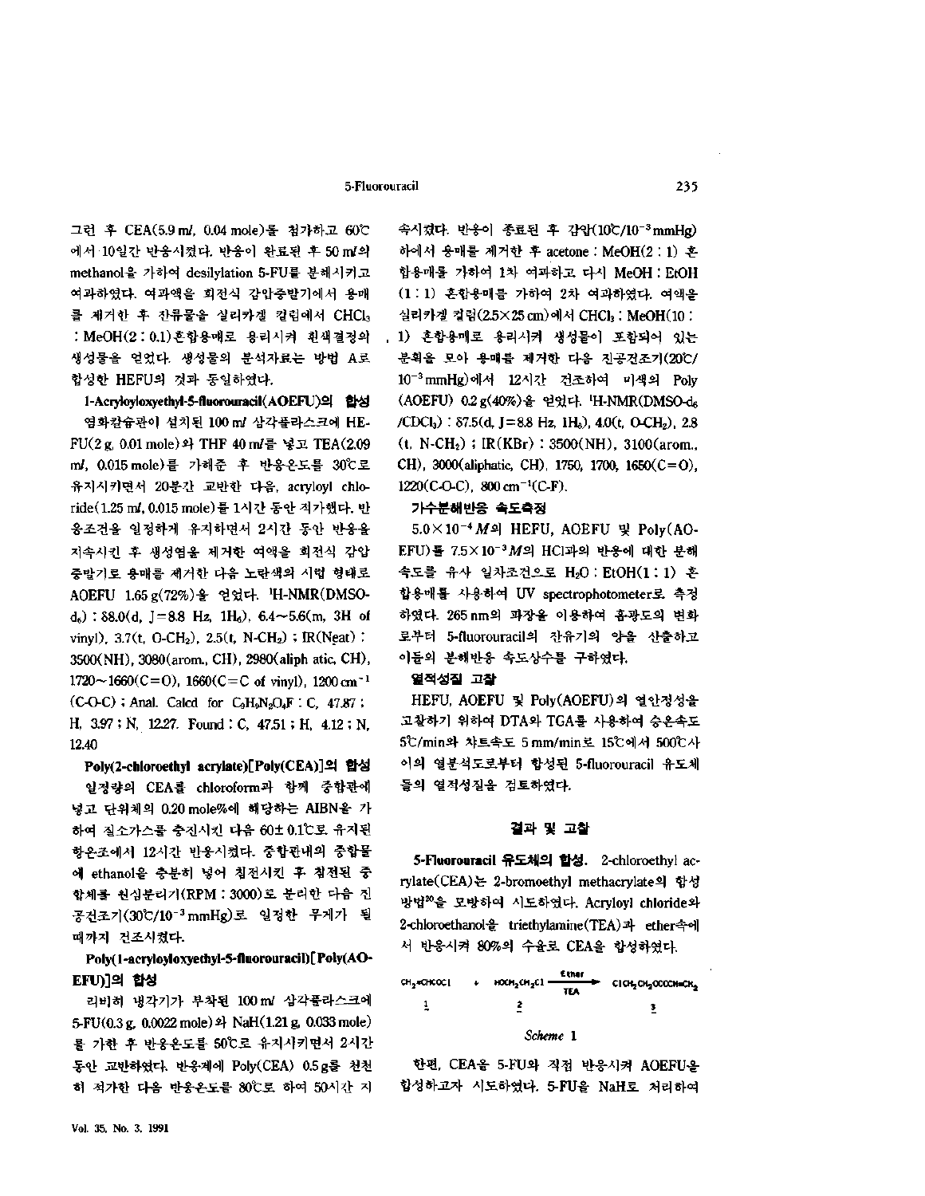그런 후 CEA(5.9 ml, 0.04 mole)를 첨가하고 60℃에서 10일간 반응시켰다. 반응이 완료된 후 50 ml의 methanol을 가하여 desilylation 5-FU를 분해시키고 여과하였다. 여과액을 회전식 감압증발기에서 용매를 제거한 후 잔류물을 실리카겔 컬럼에서 $CHCl_3$ : MeOH(2 : 0.1)혼합용매로 용리시켜 흰색결정의 생성물을 얻었다. 생성물의 분석자료는 방법 A로 합성한 HEFU의 것과 동일하였다.

**1-Acryloyloxyethyl-5-fluorouracil(AOEFU)의 합성**

염화칼슘관이 설치된 100 ml 삼각플라스크에 HEFU(2 g, 0.01 mole)와 THF 40 ml를 넣고 TEA(2.09 ml, 0.015 mole)를 가해준 후 반응온도를 30℃로 유지시키면서 20분간 교반한 다음, acryloyl chloride(1.25 ml, 0.015 mole)를 1시간 동안 적가했다. 반응조건을 일정하게 유지하면서 2시간 동안 반응을 지속시킨 후 생성염을 제거한 여액을 회전식 감압증발기로 용매를 제거한 다음 노란색의 시럽 형태로 AOEFU 1.65 g(72%)을 얻었다. $^1$H-NMR(DMSO-$d_6$) : δ8.0(d, J=8.8 Hz, $1H_6$), 6.4~5.6(m, 3H of vinyl), 3.7(t, O-$CH_2$), 2.5(t, N-$CH_2$) ; IR(Neat) : 3500(NH), 3080(arom., CH), 2980(aliphatic, CH), 1720~1660(C=O), 1660(C=C of vinyl), 1200 $cm^{-1}$ (C-O-C) ; Anal. Calcd for $C_9H_9N_2O_4F$ : C, 47.87 ; H, 3.97 ; N, 12.27. Found : C, 47.51 ; H, 4.12 ; N, 12.40

**Poly(2-chloroethyl acrylate)[Poly(CEA)]의 합성**

일정량의 CEA를 chloroform과 함께 중합관에 넣고 단위체의 0.20 mole%에 해당하는 AIBN을 가하여 질소가스를 충진시킨 다음 60±0.1℃로 유지된 항온조에서 12시간 반응시켰다. 중합관내의 중합물에 ethanol을 충분히 넣어 침전시킨 후 침전된 중합체를 원심분리기(RPM : 3000)로 분리한 다음 진공건조기(30℃/$10^{-3}$ mmHg)로 일정한 무게가 될 때까지 건조시켰다.

**Poly(1-acryloyloxyethyl-5-fluorouracil)[Poly(AOEFU)]의 합성**

리비히 냉각기가 부착된 100 ml 삼각플라스크에 5-FU(0.3 g, 0.0022 mole)와 NaH(1.21 g, 0.033 mole)를 가한 후 반응온도를 50℃로 유지시키면서 2시간 동안 교반하였다. 반응계에 Poly(CEA) 0.5 g를 천천히 적가한 다음 반응온도를 80℃로 하여 50시간 지속시켰다. 반응이 종료된 후 감압(10℃/$10^{-3}$ mmHg)하에서 용매를 제거한 후 acetone : MeOH(2 : 1) 혼합용매를 가하여 1차 여과하고 다시 MeOH : EtOH (1 : 1) 혼합용매를 가하여 2차 여과하였다. 여액을 실리카겔 컬럼(2.5×25 cm)에서 $CHCl_3$ : MeOH(10 : 1) 혼합용매로 용리시켜 생성물이 포함되어 있는 분획을 모아 용매를 제거한 다음 진공건조기(20℃/$10^{-3}$ mmHg)에서 12시간 건조하여 미색의 Poly(AOEFU) 0.2 g(40%)을 얻었다. $^1$H-NMR(DMSO-$d_6$/$CDCl_3$) : δ7.5(d, J=8.8 Hz, $1H_6$), 4.0(t, O-$CH_2$), 2.8 (t, N-$CH_2$) ; IR(KBr) : 3500(NH), 3100(arom., CH), 3000(aliphatic, CH), 1750, 1700, 1650(C=O), 1220(C-O-C), 800 $cm^{-1}$(C-F).

**가수분해반응 속도측정**

$5.0\times10^{-4}$ *M*의 HEFU, AOEFU 및 Poly(AOEFU)를 $7.5\times10^{-3}$ *M*의 HCl과의 반응에 대한 분해속도를 유사 일차조건으로 $H_2O$ : EtOH(1 : 1) 혼합용매를 사용하여 UV spectrophotometer로 측정하였다. 265 nm의 파장을 이용하여 흡광도의 변화로부터 5-fluorouracil의 잔유기의 양을 산출하고 이들의 분해반응 속도상수를 구하였다.

**열적성질 고찰**

HEFU, AOEFU 및 Poly(AOEFU)의 열안정성을 고찰하기 위하여 DTA와 TGA를 사용하여 승온속도 5℃/min와 챠트속도 5 mm/min로 15℃에서 500℃사이의 열분석도로부터 합성된 5-fluorouracil 유도체들의 열적성질을 검토하였다.

## 결과 및 고찰

**5-Fluorouracil 유도체의 합성.** 2-chloroethyl acrylate(CEA)는 2-bromoethyl methacrylate의 합성방법[20]을 모방하여 시도하였다. Acryloyl chloride와 2-chloroethanol을 triethylamine(TEA)과 ether속에서 반응시켜 80%의 수율로 CEA을 합성하였다.

$$\underset{\mathbf{1}}{CH_2{=}CHCOCl} + \underset{\mathbf{2}}{HOCH_2CH_2Cl} \xrightarrow[TEA]{Ether} \underset{\mathbf{3}}{ClCH_2CH_2OCOCH{=}CH_2}$$

*Scheme* 1

한편, CEA을 5-FU와 직접 반응시켜 AOEFU을 합성하고자 시도하였다. 5-FU을 NaH로 처리하여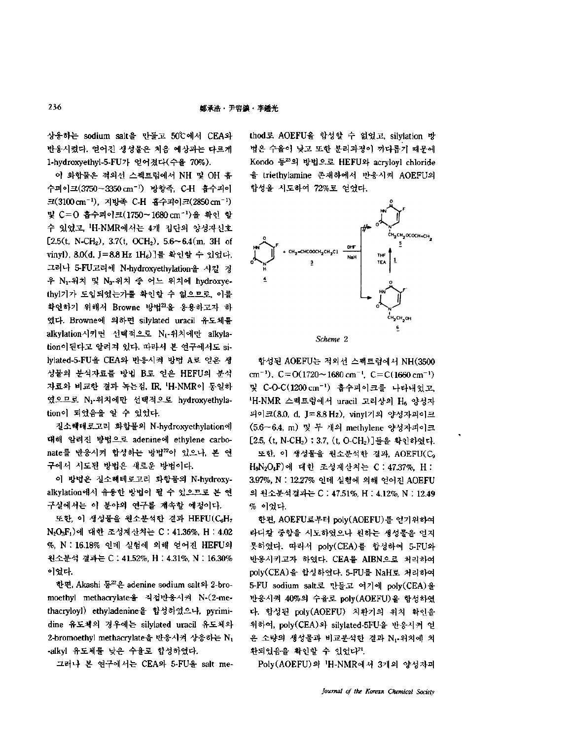상응하는 sodium salt을 만들고 50℃에서 CEA와 반응시켰다. 얻어진 생성물은 처음 예상과는 다르게 1-hydroxyethyl-5-FU가 얻어졌다(수율 70%).

이 화합물은 적외선 스펙트럼에서 NH 및 OH 흡수피이크(3750~3350 $cm^{-1}$) 방향족, C-H 흡수피이크(3100 $cm^{-1}$), 지방족 C-H 흡수피이크(2850 $cm^{-1}$) 및 C=O 흡수피이크(1750~1680 $cm^{-1}$)을 확인 할 수 있었고, $^1$H-NMR에서는 4개 집단의 양성자신호 [2.5(t, N-$CH_2$), 3.7(t, $OCH_2$), 5.6~6.4(m, 3H of vinyl), 8.0(d, J=8.8 Hz 1$H_6$)]를 확인할 수 있었다. 그러나 5-FU고리에 N-hydroxyethylation을 시킬 경우 $N_1$-위치 및 $N_3$-위치 중 어느 위치에 hydroxyethyl기가 도입되었는가를 확인할 수 없으므로, 이를 확인하기 위해서 Browne 방법[21]을 응용하고자 하였다. Browne에 의하면 silylated uracil 유도체를 alkylation시키면 선택적으로 $N_1$-위치에만 alkylation이 된다고 알려져 있다. 따라서 본 연구에서도 silylated-5-FU을 CEA와 반응시켜 방법 A로 얻은 생성물의 분석자료를 방법 B로 얻은 HEFU의 분석자료와 비교한 결과 녹는점, IR, $^1$H-NMR이 동일하였으므로 $N_1$-위치에만 선택적으로 hydroxyethylation이 되었음을 알 수 있었다.

질소헤테로고리 화합물의 N-hydroxyethylation에 대해 알려진 방법으로 adenine에 ethylene carbonate를 반응시켜 합성하는 방법[22]이 있으나, 본 연구에서 시도된 방법은 새로운 방법이다.

이 방법은 질소헤테로고리 화합물의 N-hydroxyalkylation에서 유용한 방법이 될 수 있으므로 본 연구실에서는 이 분야의 연구를 계속할 예정이다.

또한, 이 생성물을 원소분석한 결과 HEFU($C_6H_7N_2O_3F_1$)에 대한 조성계산치는 C : 41.36%, H : 4.02%, N : 16.18% 인데 실험에 의해 얻어진 HEFU의 원소분석 결과는 C : 41.52%, H : 4.31%, N : 16.30% 이었다.

한편, Akashi 등[22]은 adenine sodium salt와 2-bromoethyl methacrylate을 직접반응시켜 N-(2-methacryloyl) ethyladenine을 합성하였으나, pyrimidine 유도체의 경우에는 silylated uracil 유도체와 2-bromoethyl methacrylate을 반응시켜 상응하는 $N_1$-alkyl 유도체를 낮은 수율로 합성하였다.

그러나 본 연구에서는 CEA와 5-FU을 salt method로 AOEFU을 합성할 수 없었고, silylation 방법은 수율이 낮고 또한 분리과정이 까다롭기 때문에 Kondo 등[23]의 방법으로 HEFU와 acryloyl chloride을 triethylamine 존재하에서 반응시켜 AOEFU의 합성을 시도하여 72%로 얻었다.

*Scheme 2*

합성된 AOEFU는 적외선 스펙트럼에서 NH(3500 $cm^{-1}$), C=O(1720~1680 $cm^{-1}$, C=C(1660 $cm^{-1}$) 및 C-O-C(1200 $cm^{-1}$) 흡수피이크를 나타내었고, $^1$H-NMR 스펙트럼에서 uracil 고리상의 $H_6$ 양성자 피이크(8.0, d, J=8.8 Hz), vinyl기의 양성자피이크(5.6~6.4, m) 및 두 개의 methylene 양성자피이크 [2.5, (t, N-$CH_2$) ; 3.7, (t, O-$CH_2$)]등을 확인하였다.

또한, 이 생성물을 원소분석한 결과, AOEFU($C_9H_9N_2O_4F$)에 대한 조성계산치는 C : 47.37%, H : 3.97%, N : 12.27% 인데 실험에 의해 얻어진 AOEFU의 원소분석결과는 C : 47.51%, H : 4.12%, N : 12.49% 이었다.

한편, AOEFU로부터 poly(AOEFU)를 얻기위하여 라디칼 중합을 시도하였으나 원하는 생성물을 얻지 못하였다. 따라서 poly(CEA)를 합성하여 5-FU와 반응시키고자 하였다. CEA를 AIBN으로 처리하여 poly(CEA)을 합성하였다. 5-FU를 NaH로 처리하여 5-FU sodium salt로 만들고 여기에 poly(CEA)을 반응시켜 40%의 수율로 poly(AOEFU)을 합성하였다. 합성된 poly(AOEFU) 치환기의 위치 확인을 위하여, poly(CEA)와 silylated-5FU을 반응시켜 얻은 소량의 생성물과 비교분석한 결과 $N_1$-위치에 치환되었음을 확인할 수 있었다[21].

Poly(AOEFU)의 $^1$H-NMR에서 3개의 양성자피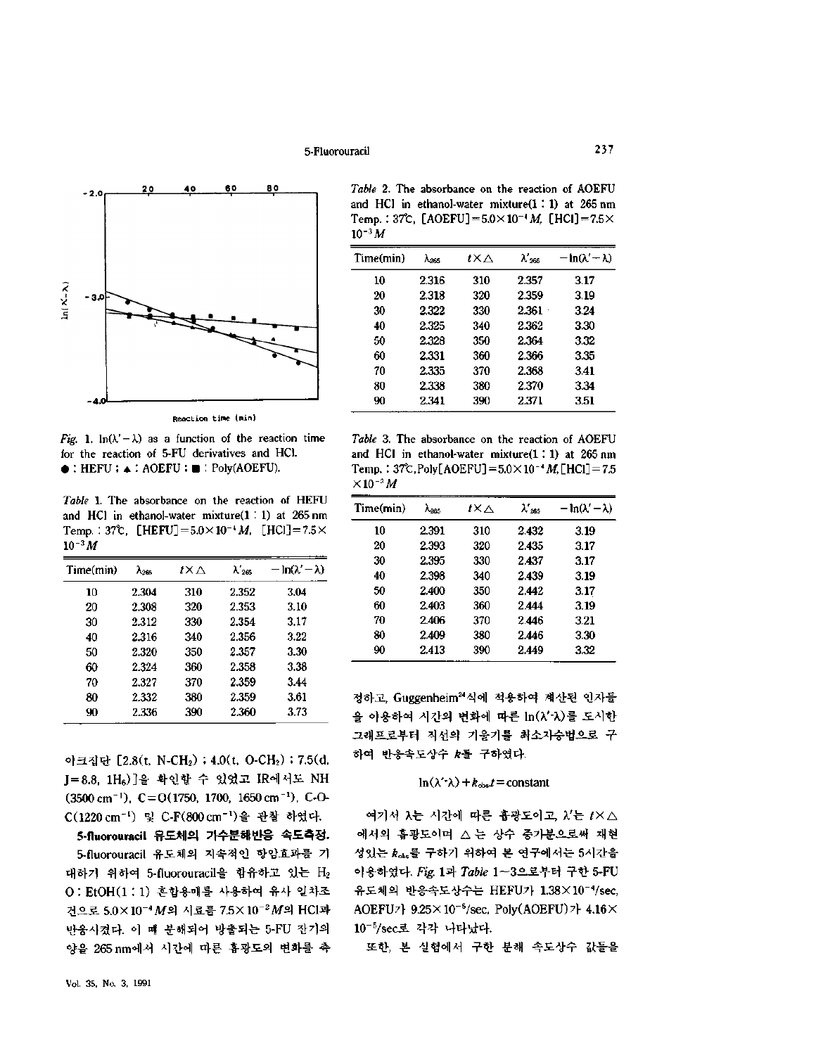Fig. 1. ln(λ'−λ) as a function of the reaction time for the reaction of 5-FU derivatives and HCl. ●: HEFU; ▲: AOEFU; ■: Poly(AOEFU).

*Table* 1. The absorbance on the reaction of HEFU and HCl in ethanol-water mixture(1 : 1) at 265 nm Temp. : 37℃, [HEFU] = $5.0\times10^{-4}M$, [HCl] = $7.5\times10^{-3}M$

| Time(min) | $\lambda_{265}$ | $t\times\triangle$ | $\lambda'_{265}$ | $-\ln(\lambda'-\lambda)$ |
|---|---|---|---|---|
| 10 | 2.304 | 310 | 2.352 | 3.04 |
| 20 | 2.308 | 320 | 2.353 | 3.10 |
| 30 | 2.312 | 330 | 2.354 | 3.17 |
| 40 | 2.316 | 340 | 2.356 | 3.22 |
| 50 | 2.320 | 350 | 2.357 | 3.30 |
| 60 | 2.324 | 360 | 2.358 | 3.38 |
| 70 | 2.327 | 370 | 2.359 | 3.44 |
| 80 | 2.332 | 380 | 2.359 | 3.61 |
| 90 | 2.336 | 390 | 2.360 | 3.73 |

이크집단 [2.8(t, N-$CH_2$) ; 4.0(t, O-$CH_2$) ; 7.5(d, J=6.8, $1H_6$)]을 확인할 수 있었고 IR에서도 NH ($3500\ cm^{-1}$), C=O(1750, 1700, $1650\ cm^{-1}$), C-O-C($1220\ cm^{-1}$) 및 C-F($800\ cm^{-1}$)을 관찰 하였다.

**5-fluorouracil 유도체의 가수분해반응 속도측정.** 5-fluorouracil 유도체의 지속적인 항암효과를 기대하기 위하여 5-fluorouracil을 함유하고 있는 $H_2O$ : EtOH(1 : 1) 혼합용매를 사용하여 유사 일차조건으로 $5.0\times10^{-4}M$의 시료를 $7.5\times10^{-2}M$의 HCl과 반응시켰다. 이 때 분해되어 방출되는 5-FU 잔기의 양을 265 nm에서 시간에 따른 흡광도의 변화를 측

*Table* 2. The absorbance on the reaction of AOEFU and HCl in ethanol-water mixture(1 : 1) at 265 nm Temp. : 37℃, [AOEFU] = $5.0\times10^{-4}M$, [HCl] = $7.5\times10^{-3}M$

| Time(min) | $\lambda_{265}$ | $t\times\triangle$ | $\lambda'_{265}$ | $-\ln(\lambda'-\lambda)$ |
|---|---|---|---|---|
| 10 | 2.316 | 310 | 2.357 | 3.17 |
| 20 | 2.318 | 320 | 2.359 | 3.19 |
| 30 | 2.322 | 330 | 2.361 | 3.24 |
| 40 | 2.325 | 340 | 2.362 | 3.30 |
| 50 | 2.328 | 350 | 2.364 | 3.32 |
| 60 | 2.331 | 360 | 2.366 | 3.35 |
| 70 | 2.335 | 370 | 2.368 | 3.41 |
| 80 | 2.338 | 380 | 2.370 | 3.34 |
| 90 | 2.341 | 390 | 2.371 | 3.51 |

*Table* 3. The absorbance on the reaction of AOEFU and HCl in ethanol-water mixture(1 : 1) at 265 nm Temp. : 37℃, Poly[AOEFU] = $5.0\times10^{-4}M$, [HCl] = $7.5\times10^{-3}M$

| Time(min) | $\lambda_{265}$ | $t\times\triangle$ | $\lambda'_{265}$ | $-\ln(\lambda'-\lambda)$ |
|---|---|---|---|---|
| 10 | 2.391 | 310 | 2.432 | 3.19 |
| 20 | 2.393 | 320 | 2.435 | 3.17 |
| 30 | 2.395 | 330 | 2.437 | 3.17 |
| 40 | 2.398 | 340 | 2.439 | 3.19 |
| 50 | 2.400 | 350 | 2.442 | 3.17 |
| 60 | 2.403 | 360 | 2.444 | 3.19 |
| 70 | 2.406 | 370 | 2.446 | 3.21 |
| 80 | 2.409 | 380 | 2.446 | 3.30 |
| 90 | 2.413 | 390 | 2.449 | 3.32 |

정하고, Guggenheim[24]식에 적용하여 계산된 인자들을 이용하여 시간의 변화에 따른 ln(λ'-λ)를 도시한 그래프로부터 직선의 기울기를 최소자승법으로 구하여 반응속도상수 *k*를 구하였다.

$$\ln(\lambda'-\lambda)+k_{obs}t=\text{constant}$$

여기서 λ는 시간에 따른 흡광도이고, λ'는 $t\times\triangle$에서의 흡광도이며 △는 상수 증가분으로써 재현성있는 $k_{obs}$를 구하기 위하여 본 연구에서는 5시간을 이용하였다. *Fig.* 1과 *Table* 1−3으로부터 구한 5-FU 유도체의 반응속도상수는 HEFU가 $1.38\times10^{-4}$/sec, AOEFU가 $9.25\times10^{-5}$/sec, Poly(AOEFU)가 $4.16\times10^{-5}$/sec로 각각 나타났다.

또한, 본 실험에서 구한 분해 속도상수 값들을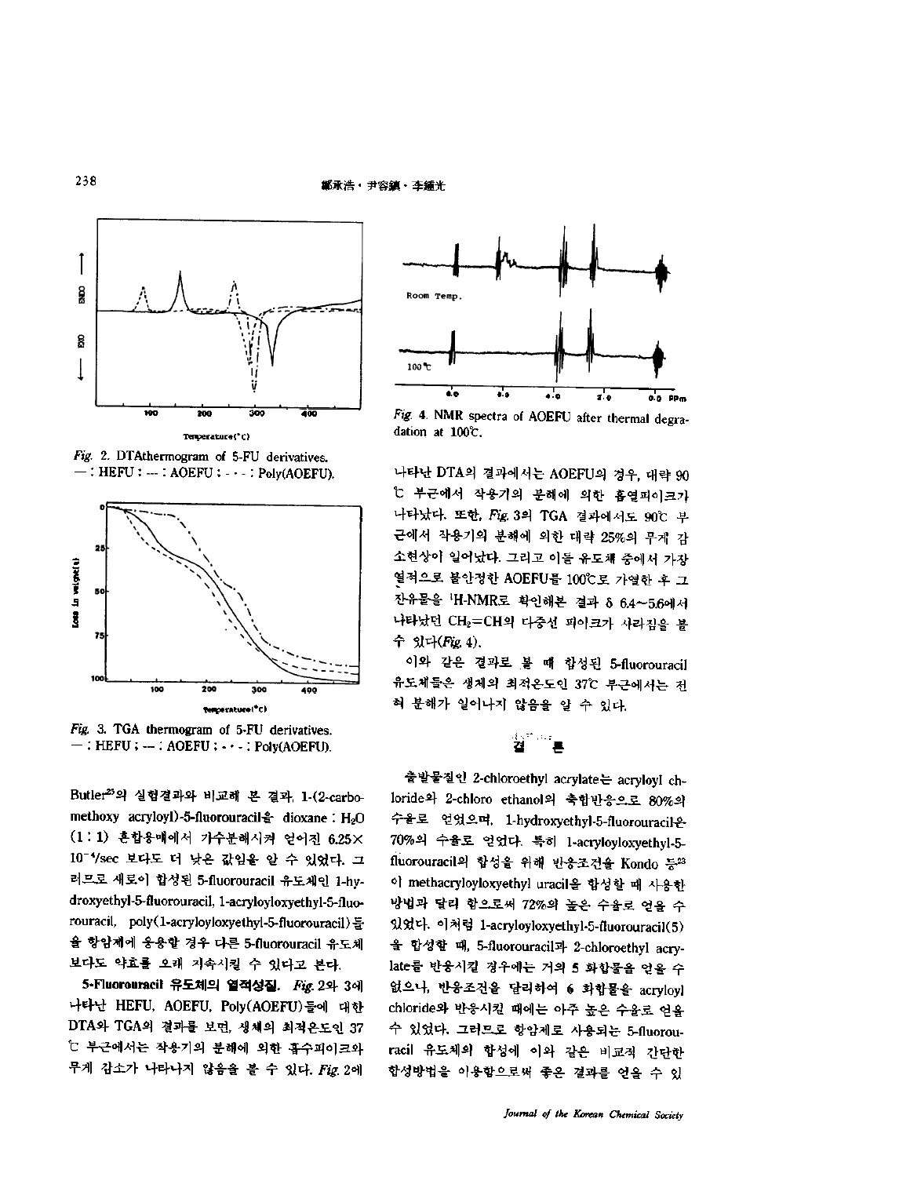Fig. 2. DTAthermogram of 5-FU derivatives. — : HEFU ; --- : AOEFU ; -·-·- : Poly(AOEFU).

Fig. 3. TGA thermogram of 5-FU derivatives. — : HEFU ; --- : AOEFU ; -·-·- : Poly(AOEFU).

Butler[25]의 실험결과와 비교해 본 결과, 1-(2-carbomethoxy acryloyl)-5-fluorouracil을 dioxane : $H_2O$ (1 : 1) 혼합용매에서 가수분해시켜 얻어진 $6.25\times10^{-4}$/sec 보다도 더 낮은 값임을 알 수 있었다. 그러므로 새로이 합성된 5-fluorouracil 유도체인 1-hydroxyethyl-5-fluorouracil, 1-acryloyloxyethyl-5-fluorouracil, poly(1-acryloyloxyethyl-5-fluorouracil)들을 항암제에 응용할 경우 다른 5-fluorouracil 유도체보다도 약효를 오래 지속시킬 수 있다고 본다.

**5-Fluorouracil 유도체의 열적성질.** *Fig.* 2와 3에 나타난 HEFU, AOEFU, Poly(AOEFU)등에 대한 DTA와 TGA의 결과를 보면, 생체의 최적온도인 37 ℃ 부근에서는 작용기의 분해에 의한 흡수피이크와 무게 감소가 나타나지 않음을 볼 수 있다. *Fig.* 2에 나타난 DTA의 결과에서는 AOEFU의 경우, 대략 90 ℃ 부근에서 작용기의 분해에 의한 흡열피이크가 나타났다. 또한, *Fig.* 3의 TGA 결과에서도 90℃ 부근에서 작용기의 분해에 의한 대략 25%의 무게 감소현상이 일어났다. 그리고 이들 유도체 중에서 가장 열적으로 불안정한 AOEFU를 100℃로 가열한 후 그 잔유물을 $^1$H-NMR로 확인해본 결과 δ 6.4~5.6에서 나타났던 $CH_2$=CH의 다중선 피이크가 사라짐을 볼 수 있다(*Fig.* 4).

Fig. 4. NMR spectra of AOEFU after thermal degradation at 100℃.

이와 같은 결과로 볼 때 합성된 5-fluorouracil 유도체들은 생체의 최적온도인 37℃ 부근에서는 전혀 분해가 일어나지 않음을 알 수 있다.

## 결 론

출발물질인 2-chloroethyl acrylate는 acryloyl chloride와 2-chloro ethanol의 축합반응으로 80%의 수율로 얻었으며, 1-hydroxyethyl-5-fluorouracil은 70%의 수율로 얻었다. 특히 1-acryloyloxyethyl-5-fluorouracil의 합성을 위해 반응조건을 Kondo 등[23]이 methacryloyloxyethyl uracil을 합성할 때 사용한 방법과 달리 함으로써 72%의 높은 수율로 얻을 수 있었다. 이처럼 1-acryloyloxyethyl-5-fluorouracil(5)을 합성할 때, 5-fluorouracil과 2-chloroethyl acrylate를 반응시킬 경우에는 거의 5 화합물을 얻을 수 없으나, 반응조건을 달리하여 6 화합물을 acryloyl chloride와 반응시킬 때에는 아주 높은 수율로 얻을 수 있었다. 그러므로 항암제로 사용되는 5-fluorouracil 유도체의 합성에 이와 같은 비교적 간단한 합성방법을 이용함으로써 좋은 결과를 얻을 수 있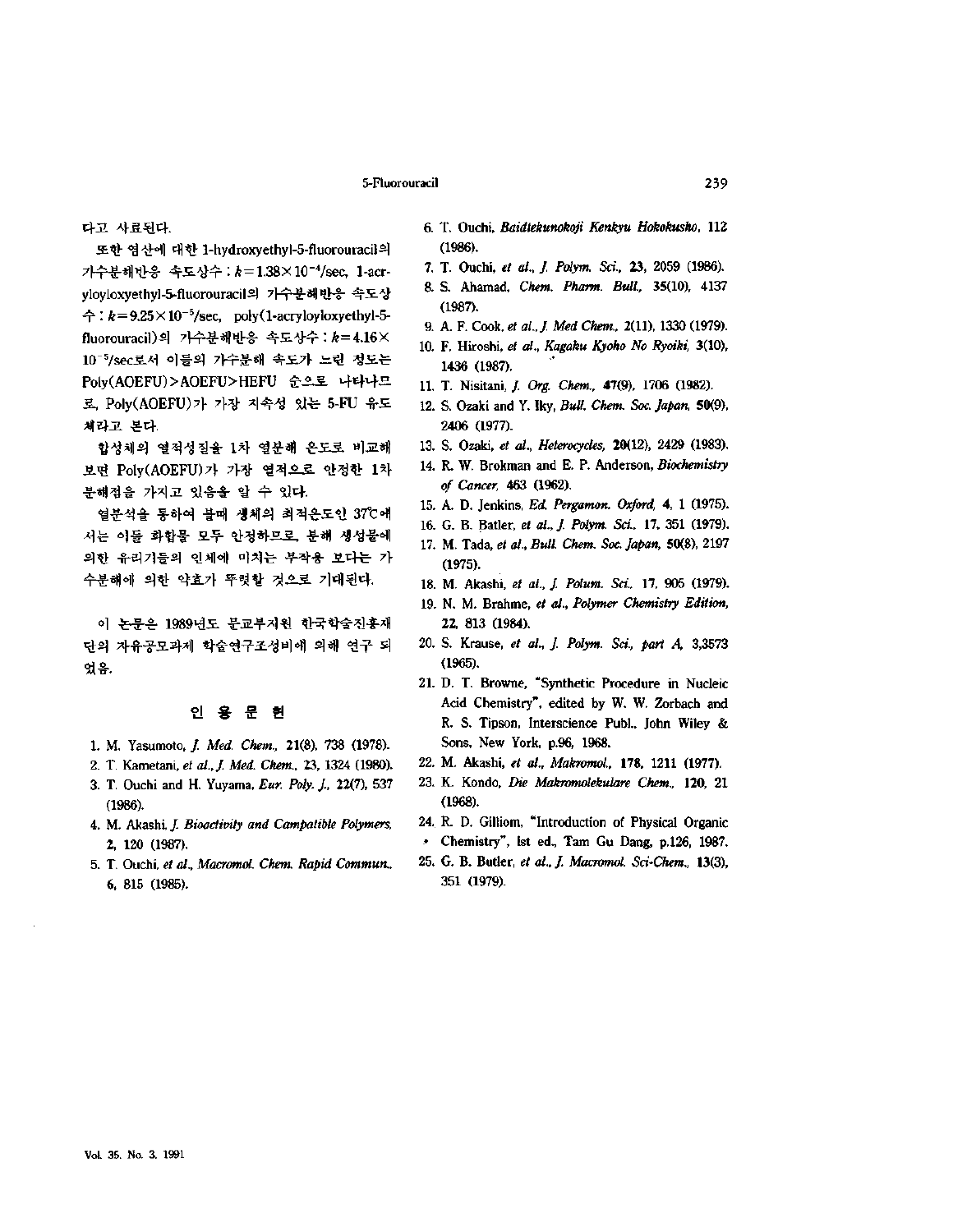다고 사료된다.

또한 염산에 대한 1-hydroxyethyl-5-fluorouracil의 가수분해반응 속도상수 : $k=1.38\times10^{-4}$/sec, 1-acryloyloxyethyl-5-fluorouracil의 가수분해반응 속도상수 : $k=9.25\times10^{-5}$/sec, poly(1-acryloyloxyethyl-5-fluorouracil)의 가수분해반응 속도상수 : $k=4.16\times10^{-5}$/sec로서 이들의 가수분해 속도가 느린 정도는 Poly(AOEFU)>AOEFU>HEFU 순으로 나타나므로, Poly(AOEFU)가 가장 지속성 있는 5-FU 유도체라고 본다.

합성체의 열적성질을 1차 열분해 온도로 비교해 보면 Poly(AOEFU)가 가장 열적으로 안정한 1차 분해점을 가지고 있음을 알 수 있다.

열분석을 통하여 볼때 생체의 최적온도인 37℃에서는 이들 화합물 모두 안정하므로, 분해 생성물에 의한 유리기들의 인체에 미치는 부작용 보다는 가수분해에 의한 약효가 뚜렷할 것으로 기대된다.

이 논문은 1989년도 문교부지원 한국학술진흥재단의 자유공모과제 학술연구조성비에 의해 연구 되었음.

## 인 용 문 헌

1. M. Yasumoto, *J. Med. Chem.*, **21**(8), 738 (1978).
2. T. Kametani, *et al.*, *J. Med. Chem.*, 23, 1324 (1980).
3. T. Ouchi and H. Yuyama, *Eur. Poly. J.*, **22**(7), 537 (1986).
4. M. Akashi, *J. Bioactivity and Campatible Polymers*, **2**, 120 (1987).
5. T. Ouchi, *et al.*, *Macromol. Chem. Rapid Commun.*, **6**, 815 (1985).
6. T. Ouchi, *Baidtekunokoji Kenkyu Hokokusho*, 112 (1986).
7. T. Ouchi, *et al.*, *J. Polym. Sci.*, **23**, 2059 (1986).
8. S. Ahamad, *Chem. Pharm. Bull.*, **35**(10), 4137 (1987).
9. A. F. Cook, *et al.*, *J. Med Chem.*, **2**(11), 1330 (1979).
10. F. Hiroshi, *et al.*, *Kagaku Kyoho No Ryoiki*, **3**(10), 1436 (1987).
11. T. Nisitani, *J. Org. Chem.*, **47**(9), 1706 (1982).
12. S. Ozaki and Y. Iky, *Bull. Chem. Soc. Japan*, **50**(9), 2406 (1977).
13. S. Ozaki, *et al.*, *Heterocycles*, **20**(12), 2429 (1983).
14. R. W. Brokman and E. P. Anderson, *Biochemistry of Cancer*, 463 (1962).
15. A. D. Jenkins, *Ed. Pergamon. Oxford*, **4**, 1 (1975).
16. G. B. Batler, *et al.*, *J. Polym. Sci.*, **17**, 351 (1979).
17. M. Tada, *et al.*, *Bull. Chem. Soc. Japan*, **50**(8), 2197 (1975).
18. M. Akashi, *et al.*, *J. Polum. Sci.*, **17**, 905 (1979).
19. N. M. Brahme, *et al.*, *Polymer Chemistry Edition*, **22**, 813 (1984).
20. S. Krause, *et al.*, *J. Polym. Sci., part A*, 3,3573 (1965).
21. D. T. Browne, "Synthetic Procedure in Nucleic Acid Chemistry", edited by W. W. Zorbach and R. S. Tipson, Interscience Publ., John Wiley & Sons, New York, p.96, 1968.
22. M. Akashi, *et al.*, *Makromol.*, **178**, 1211 (1977).
23. K. Kondo, *Die Makromolekulare Chem.*, **120**, 21 (1968).
24. R. D. Gilliom, "Introduction of Physical Organic Chemistry", 1st ed., Tam Gu Dang, p.126, 1987.
25. G. B. Butler, *et al.*, *J. Macromol. Sci-Chem.*, **13**(3), 351 (1979).